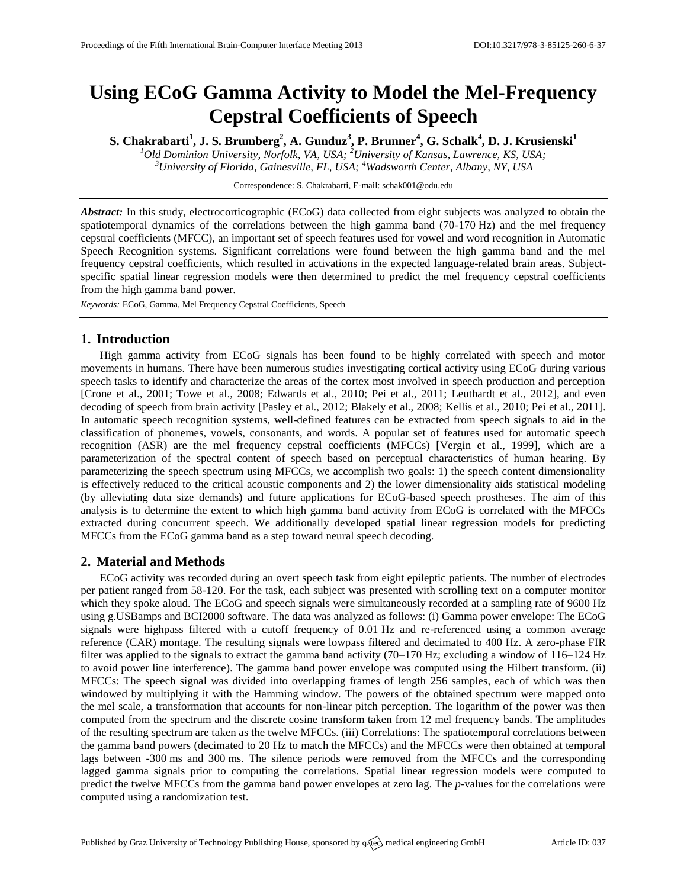# Using ECoG Gamma Activity to Model the Mel-Frequency Cepstral Coefficients of Speech

**S. Chakrabarti[1], J. S. Brumberg[2], A. Gunduz[3], P. Brunner[4], G. Schalk[4], D. J. Krusienski[1]**

*[1]Old Dominion University, Norfolk, VA, USA; [2]University of Kansas, Lawrence, KS, USA;*
*[3]University of Florida, Gainesville, FL, USA; [4]Wadsworth Center, Albany, NY, USA*

Correspondence: S. Chakrabarti, E-mail: schak001@odu.edu

***Abstract:*** In this study, electrocorticographic (ECoG) data collected from eight subjects was analyzed to obtain the spatiotemporal dynamics of the correlations between the high gamma band (70-170 Hz) and the mel frequency cepstral coefficients (MFCC), an important set of speech features used for vowel and word recognition in Automatic Speech Recognition systems. Significant correlations were found between the high gamma band and the mel frequency cepstral coefficients, which resulted in activations in the expected language-related brain areas. Subject-specific spatial linear regression models were then determined to predict the mel frequency cepstral coefficients from the high gamma band power.

*Keywords:* ECoG, Gamma, Mel Frequency Cepstral Coefficients, Speech

## 1. Introduction

High gamma activity from ECoG signals has been found to be highly correlated with speech and motor movements in humans. There have been numerous studies investigating cortical activity using ECoG during various speech tasks to identify and characterize the areas of the cortex most involved in speech production and perception [Crone et al., 2001; Towe et al., 2008; Edwards et al., 2010; Pei et al., 2011; Leuthardt et al., 2012], and even decoding of speech from brain activity [Pasley et al., 2012; Blakely et al., 2008; Kellis et al., 2010; Pei et al., 2011]. In automatic speech recognition systems, well-defined features can be extracted from speech signals to aid in the classification of phonemes, vowels, consonants, and words. A popular set of features used for automatic speech recognition (ASR) are the mel frequency cepstral coefficients (MFCCs) [Vergin et al., 1999], which are a parameterization of the spectral content of speech based on perceptual characteristics of human hearing. By parameterizing the speech spectrum using MFCCs, we accomplish two goals: 1) the speech content dimensionality is effectively reduced to the critical acoustic components and 2) the lower dimensionality aids statistical modeling (by alleviating data size demands) and future applications for ECoG-based speech prostheses. The aim of this analysis is to determine the extent to which high gamma band activity from ECoG is correlated with the MFCCs extracted during concurrent speech. We additionally developed spatial linear regression models for predicting MFCCs from the ECoG gamma band as a step toward neural speech decoding.

## 2. Material and Methods

ECoG activity was recorded during an overt speech task from eight epileptic patients. The number of electrodes per patient ranged from 58-120. For the task, each subject was presented with scrolling text on a computer monitor which they spoke aloud. The ECoG and speech signals were simultaneously recorded at a sampling rate of 9600 Hz using g.USBamps and BCI2000 software. The data was analyzed as follows: (i) Gamma power envelope: The ECoG signals were highpass filtered with a cutoff frequency of 0.01 Hz and re-referenced using a common average reference (CAR) montage. The resulting signals were lowpass filtered and decimated to 400 Hz. A zero-phase FIR filter was applied to the signals to extract the gamma band activity (70–170 Hz; excluding a window of 116–124 Hz to avoid power line interference). The gamma band power envelope was computed using the Hilbert transform. (ii) MFCCs: The speech signal was divided into overlapping frames of length 256 samples, each of which was then windowed by multiplying it with the Hamming window. The powers of the obtained spectrum were mapped onto the mel scale, a transformation that accounts for non-linear pitch perception. The logarithm of the power was then computed from the spectrum and the discrete cosine transform taken from 12 mel frequency bands. The amplitudes of the resulting spectrum are taken as the twelve MFCCs. (iii) Correlations: The spatiotemporal correlations between the gamma band powers (decimated to 20 Hz to match the MFCCs) and the MFCCs were then obtained at temporal lags between -300 ms and 300 ms. The silence periods were removed from the MFCCs and the corresponding lagged gamma signals prior to computing the correlations. Spatial linear regression models were computed to predict the twelve MFCCs from the gamma band power envelopes at zero lag. The *p*-values for the correlations were computed using a randomization test.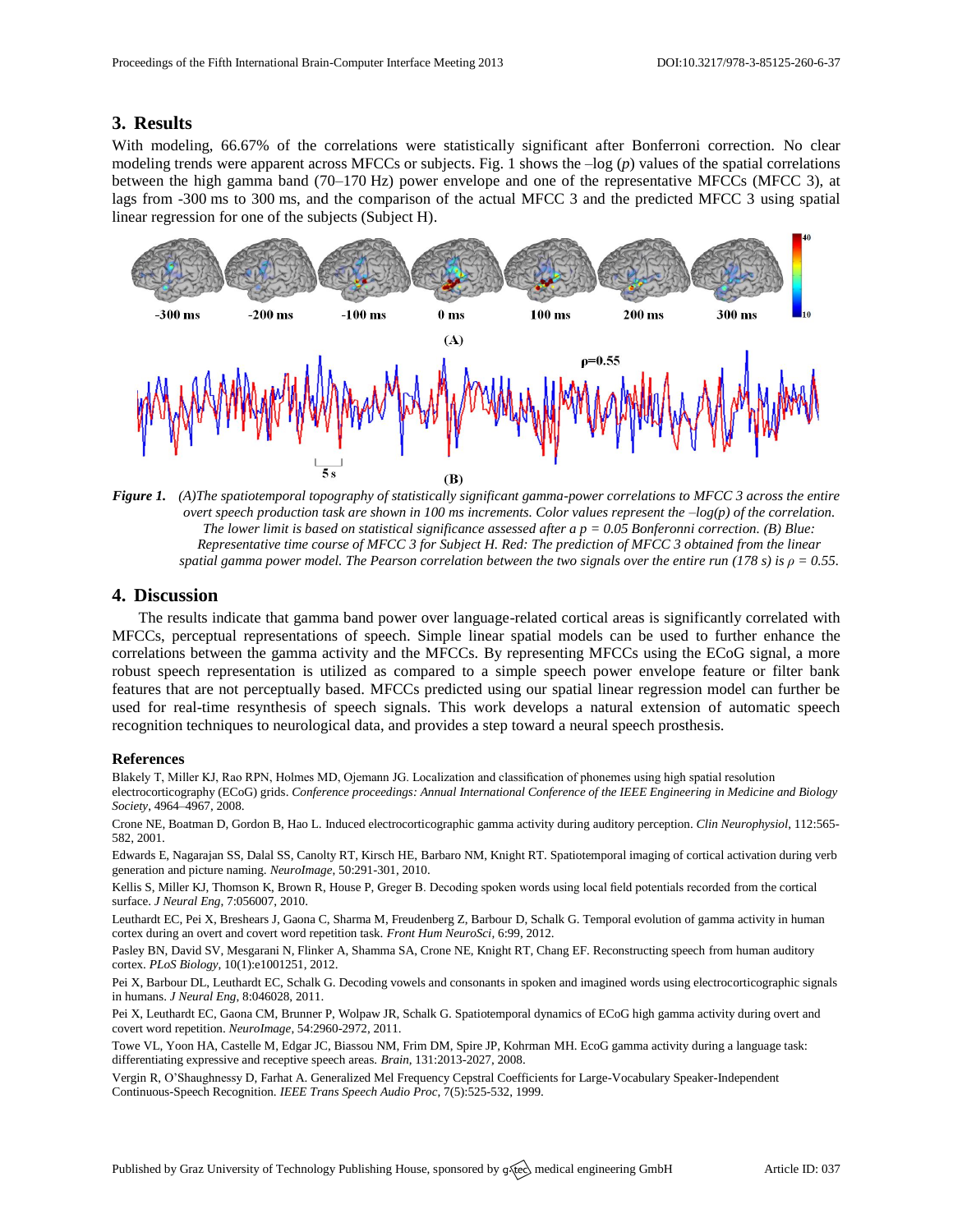## 3. Results

With modeling, 66.67% of the correlations were statistically significant after Bonferroni correction. No clear modeling trends were apparent across MFCCs or subjects. Fig. 1 shows the –log ($p$) values of the spatial correlations between the high gamma band (70–170 Hz) power envelope and one of the representative MFCCs (MFCC 3), at lags from -300 ms to 300 ms, and the comparison of the actual MFCC 3 and the predicted MFCC 3 using spatial linear regression for one of the subjects (Subject H).

-300 ms
-200 ms
-100 ms
0 ms
100 ms
200 ms
300 ms
40
10
(A)
ρ=0.55
5 s
(B)

***Figure 1.*** *(A)The spatiotemporal topography of statistically significant gamma-power correlations to MFCC 3 across the entire overt speech production task are shown in 100 ms increments. Color values represent the –log(p) of the correlation. The lower limit is based on statistical significance assessed after a $p = 0.05$ Bonferonni correction. (B) Blue: Representative time course of MFCC 3 for Subject H. Red: The prediction of MFCC 3 obtained from the linear spatial gamma power model. The Pearson correlation between the two signals over the entire run (178 s) is $\rho = 0.55$.*

## 4. Discussion

The results indicate that gamma band power over language-related cortical areas is significantly correlated with MFCCs, perceptual representations of speech. Simple linear spatial models can be used to further enhance the correlations between the gamma activity and the MFCCs. By representing MFCCs using the ECoG signal, a more robust speech representation is utilized as compared to a simple speech power envelope feature or filter bank features that are not perceptually based. MFCCs predicted using our spatial linear regression model can further be used for real-time resynthesis of speech signals. This work develops a natural extension of automatic speech recognition techniques to neurological data, and provides a step toward a neural speech prosthesis.

### References

Blakely T, Miller KJ, Rao RPN, Holmes MD, Ojemann JG. Localization and classification of phonemes using high spatial resolution electrocorticography (ECoG) grids. *Conference proceedings: Annual International Conference of the IEEE Engineering in Medicine and Biology Society*, 4964–4967, 2008.

Crone NE, Boatman D, Gordon B, Hao L. Induced electrocorticographic gamma activity during auditory perception. *Clin Neurophysiol*, 112:565-582, 2001.

Edwards E, Nagarajan SS, Dalal SS, Canolty RT, Kirsch HE, Barbaro NM, Knight RT. Spatiotemporal imaging of cortical activation during verb generation and picture naming. *NeuroImage*, 50:291-301, 2010.

Kellis S, Miller KJ, Thomson K, Brown R, House P, Greger B. Decoding spoken words using local field potentials recorded from the cortical surface. *J Neural Eng*, 7:056007, 2010.

Leuthardt EC, Pei X, Breshears J, Gaona C, Sharma M, Freudenberg Z, Barbour D, Schalk G. Temporal evolution of gamma activity in human cortex during an overt and covert word repetition task. *Front Hum NeuroSci*, 6:99, 2012.

Pasley BN, David SV, Mesgarani N, Flinker A, Shamma SA, Crone NE, Knight RT, Chang EF. Reconstructing speech from human auditory cortex. *PLoS Biology*, 10(1):e1001251, 2012.

Pei X, Barbour DL, Leuthardt EC, Schalk G. Decoding vowels and consonants in spoken and imagined words using electrocorticographic signals in humans. *J Neural Eng*, 8:046028, 2011.

Pei X, Leuthardt EC, Gaona CM, Brunner P, Wolpaw JR, Schalk G. Spatiotemporal dynamics of ECoG high gamma activity during overt and covert word repetition. *NeuroImage*, 54:2960-2972, 2011.

Towe VL, Yoon HA, Castelle M, Edgar JC, Biassou NM, Frim DM, Spire JP, Kohrman MH. EcoG gamma activity during a language task: differentiating expressive and receptive speech areas. *Brain*, 131:2013-2027, 2008.

Vergin R, O'Shaughnessy D, Farhat A. Generalized Mel Frequency Cepstral Coefficients for Large-Vocabulary Speaker-Independent Continuous-Speech Recognition. *IEEE Trans Speech Audio Proc*, 7(5):525-532, 1999.